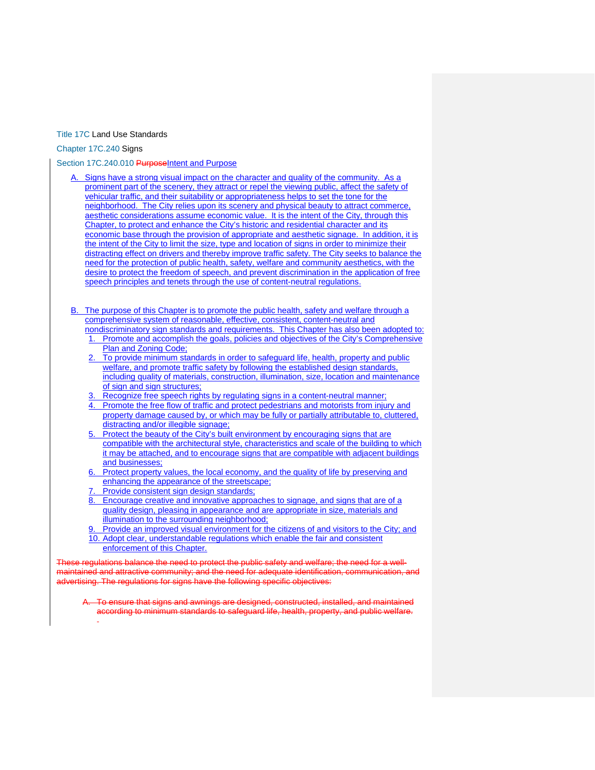Title 17C Land Use Standards

Chapter 17C.240 Signs

Section 17C.240.010 ~~Purpose~~Intent and Purpose

A. Signs have a strong visual impact on the character and quality of the community. As a prominent part of the scenery, they attract or repel the viewing public, affect the safety of vehicular traffic, and their suitability or appropriateness helps to set the tone for the neighborhood. The City relies upon its scenery and physical beauty to attract commerce, aesthetic considerations assume economic value. It is the intent of the City, through this Chapter, to protect and enhance the City's historic and residential character and its economic base through the provision of appropriate and aesthetic signage. In addition, it is the intent of the City to limit the size, type and location of signs in order to minimize their distracting effect on drivers and thereby improve traffic safety. The City seeks to balance the need for the protection of public health, safety, welfare and community aesthetics, with the desire to protect the freedom of speech, and prevent discrimination in the application of free speech principles and tenets through the use of content-neutral regulations.

B. The purpose of this Chapter is to promote the public health, safety and welfare through a comprehensive system of reasonable, effective, consistent, content-neutral and nondiscriminatory sign standards and requirements. This Chapter has also been adopted to:
   1. Promote and accomplish the goals, policies and objectives of the City's Comprehensive Plan and Zoning Code;
   2. To provide minimum standards in order to safeguard life, health, property and public welfare, and promote traffic safety by following the established design standards, including quality of materials, construction, illumination, size, location and maintenance of sign and sign structures;
   3. Recognize free speech rights by regulating signs in a content-neutral manner;
   4. Promote the free flow of traffic and protect pedestrians and motorists from injury and property damage caused by, or which may be fully or partially attributable to, cluttered, distracting and/or illegible signage;
   5. Protect the beauty of the City's built environment by encouraging signs that are compatible with the architectural style, characteristics and scale of the building to which it may be attached, and to encourage signs that are compatible with adjacent buildings and businesses;
   6. Protect property values, the local economy, and the quality of life by preserving and enhancing the appearance of the streetscape;
   7. Provide consistent sign design standards;
   8. Encourage creative and innovative approaches to signage, and signs that are of a quality design, pleasing in appearance and are appropriate in size, materials and illumination to the surrounding neighborhood;
   9. Provide an improved visual environment for the citizens of and visitors to the City; and
   10. Adopt clear, understandable regulations which enable the fair and consistent enforcement of this Chapter.

~~These regulations balance the need to protect the public safety and welfare; the need for a well-maintained and attractive community; and the need for adequate identification, communication, and advertising. The regulations for signs have the following specific objectives:~~

~~A. To ensure that signs and awnings are designed, constructed, installed, and maintained according to minimum standards to safeguard life, health, property, and public welfare.~~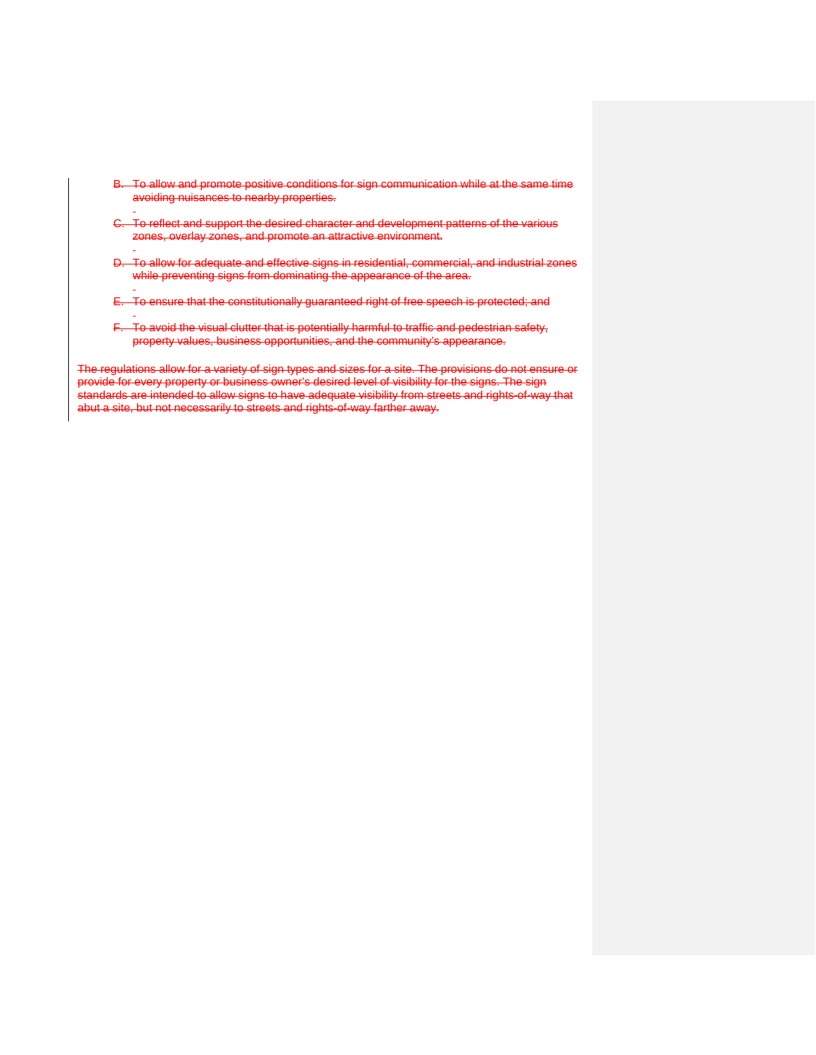B. To allow and promote positive conditions for sign communication while at the same time avoiding nuisances to nearby properties.

C. To reflect and support the desired character and development patterns of the various zones, overlay zones, and promote an attractive environment.

D. To allow for adequate and effective signs in residential, commercial, and industrial zones while preventing signs from dominating the appearance of the area.

E. To ensure that the constitutionally guaranteed right of free speech is protected; and

F. To avoid the visual clutter that is potentially harmful to traffic and pedestrian safety, property values, business opportunities, and the community's appearance.

The regulations allow for a variety of sign types and sizes for a site. The provisions do not ensure or provide for every property or business owner's desired level of visibility for the signs. The sign standards are intended to allow signs to have adequate visibility from streets and rights-of-way that abut a site, but not necessarily to streets and rights-of-way farther away.